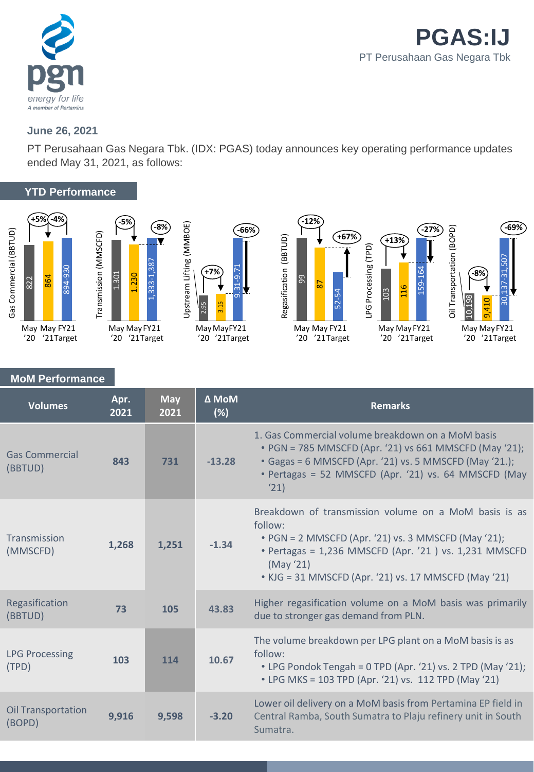# PGAS:IJ

PT Perusahaan Gas Negara Tbk

**June 26, 2021**

PT Perusahaan Gas Negara Tbk. (IDX: PGAS) today announces key operating performance updates ended May 31, 2021, as follows:

## YTD Performance

| Metric | May '20 | May '21 | FY21 Target | Δ May '20 vs May '21 | Δ May '21 vs FY21 Target |
|---|---|---|---|---|---|
| Gas Commercial (BBTUD) | 822 | 864 | 894-930 | +5% | -4% |
| Transmission (MMSCFD) | 1.301 | 1.230 | 1,333-1,387 | -5% | -8% |
| Upstream Lifting (MMBOE) | 2.95 | 3.15 | 9.31-9.71 | +7% | -66% |
| Regasification (BBTUD) | 99 | 87 | 52-54 | -12% | +67% |
| LPG Processing (TPD) | 103 | 116 | 159-164 | +13% | -27% |
| Oil Transportation (BOPD) | 10,198 | 9,410 | 30,137-31,507 | -8% | -69% |

## MoM Performance

| Volumes | Apr. 2021 | May 2021 | Δ MoM (%) | Remarks |
|---|---|---|---|---|
| Gas Commercial (BBTUD) | 843 | 731 | -13.28 | 1. Gas Commercial volume breakdown on a MoM basis<br>• PGN = 785 MMSCFD (Apr. '21) vs 661 MMSCFD (May '21);<br>• Gagas = 6 MMSCFD (Apr. '21) vs. 5 MMSCFD (May '21.);<br>• Pertagas = 52 MMSCFD (Apr. '21) vs. 64 MMSCFD (May '21) |
| Transmission (MMSCFD) | 1,268 | 1,251 | -1.34 | Breakdown of transmission volume on a MoM basis is as follow:<br>• PGN = 2 MMSCFD (Apr. '21) vs. 3 MMSCFD (May '21);<br>• Pertagas = 1,236 MMSCFD (Apr. '21 ) vs. 1,231 MMSCFD (May '21)<br>• KJG = 31 MMSCFD (Apr. '21) vs. 17 MMSCFD (May '21) |
| Regasification (BBTUD) | 73 | 105 | 43.83 | Higher regasification volume on a MoM basis was primarily due to stronger gas demand from PLN. |
| LPG Processing (TPD) | 103 | 114 | 10.67 | The volume breakdown per LPG plant on a MoM basis is as follow:<br>• LPG Pondok Tengah = 0 TPD (Apr. '21) vs. 2 TPD (May '21);<br>• LPG MKS = 103 TPD (Apr. '21) vs. 112 TPD (May '21) |
| Oil Transportation (BOPD) | 9,916 | 9,598 | -3.20 | Lower oil delivery on a MoM basis from Pertamina EP field in Central Ramba, South Sumatra to Plaju refinery unit in South Sumatra. |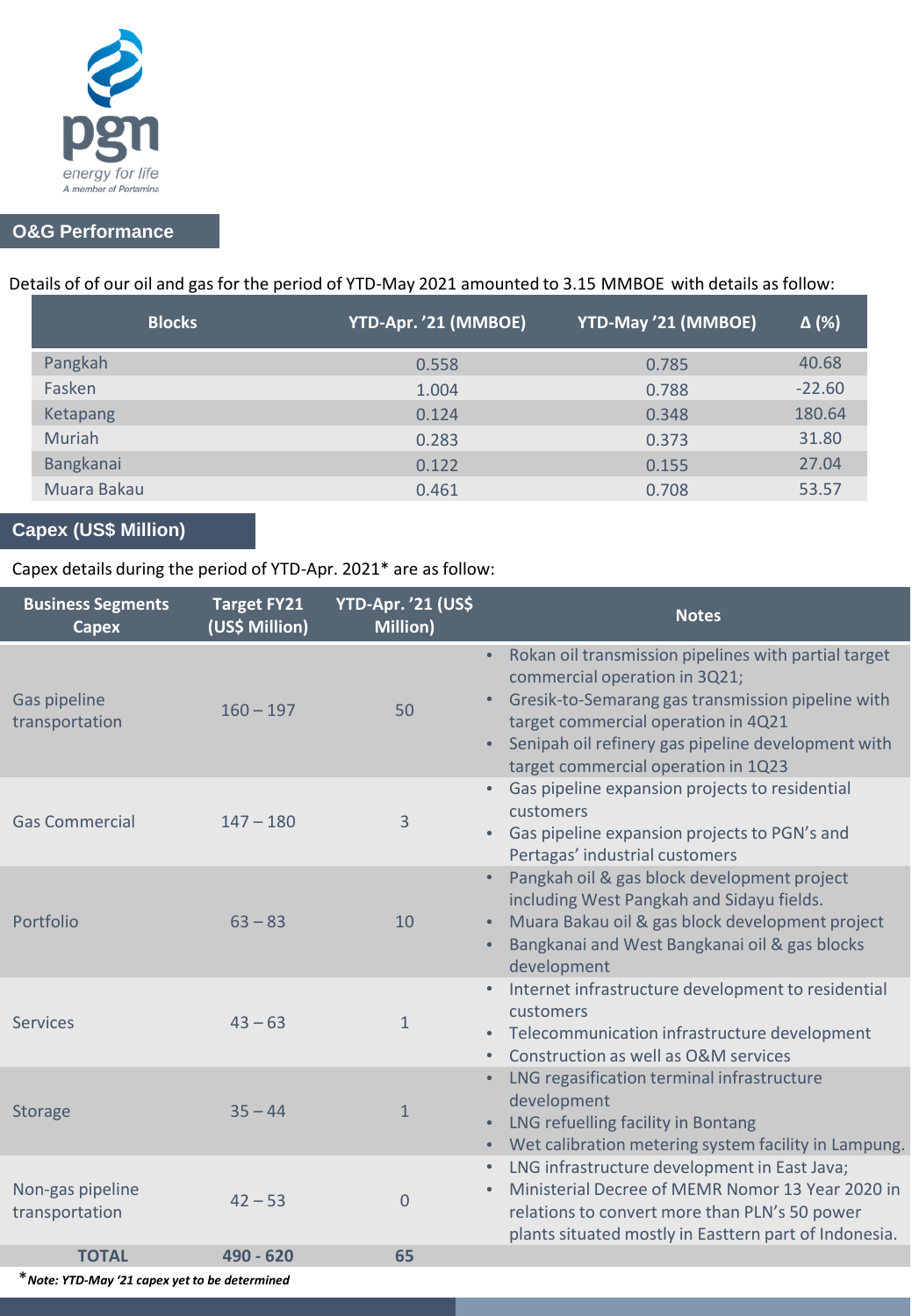## O&G Performance

Details of of our oil and gas for the period of YTD-May 2021 amounted to 3.15 MMBOE with details as follow:

| Blocks | YTD-Apr. '21 (MMBOE) | YTD-May '21 (MMBOE) | Δ (%) |
|---|---|---|---|
| Pangkah | 0.558 | 0.785 | 40.68 |
| Fasken | 1.004 | 0.788 | -22.60 |
| Ketapang | 0.124 | 0.348 | 180.64 |
| Muriah | 0.283 | 0.373 | 31.80 |
| Bangkanai | 0.122 | 0.155 | 27.04 |
| Muara Bakau | 0.461 | 0.708 | 53.57 |

## Capex (US$ Million)

Capex details during the period of YTD-Apr. 2021* are as follow:

| Business Segments Capex | Target FY21 (US$ Million) | YTD-Apr. '21 (US$ Million) | Notes |
|---|---|---|---|
| Gas pipeline transportation | 160 – 197 | 50 | • Rokan oil transmission pipelines with partial target commercial operation in 3Q21; <br> • Gresik-to-Semarang gas transmission pipeline with target commercial operation in 4Q21 <br> • Senipah oil refinery gas pipeline development with target commercial operation in 1Q23 |
| Gas Commercial | 147 – 180 | 3 | • Gas pipeline expansion projects to residential customers <br> • Gas pipeline expansion projects to PGN's and Pertagas' industrial customers |
| Portfolio | 63 – 83 | 10 | • Pangkah oil & gas block development project including West Pangkah and Sidayu fields. <br> • Muara Bakau oil & gas block development project <br> • Bangkanai and West Bangkanai oil & gas blocks development |
| Services | 43 – 63 | 1 | • Internet infrastructure development to residential customers <br> • Telecommunication infrastructure development <br> • Construction as well as O&M services |
| Storage | 35 – 44 | 1 | • LNG regasification terminal infrastructure development <br> • LNG refuelling facility in Bontang <br> • Wet calibration metering system facility in Lampung. |
| Non-gas pipeline transportation | 42 – 53 | 0 | • LNG infrastructure development in East Java; <br> • Ministerial Decree of MEMR Nomor 13 Year 2020 in relations to convert more than PLN's 50 power plants situated mostly in Eastern part of Indonesia. |
| **TOTAL** | **490 - 620** | **65** | |

*** *Note: YTD-May '21 capex yet to be determined***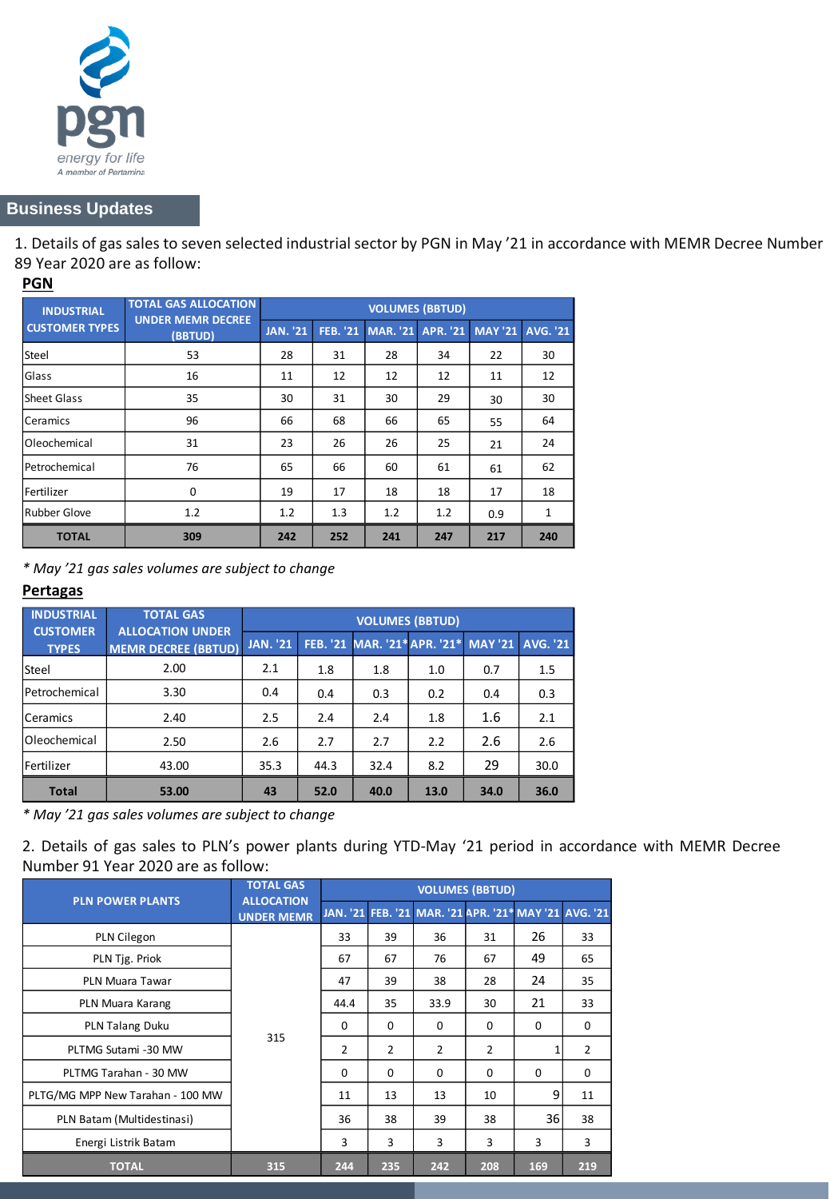## Business Updates

1. Details of gas sales to seven selected industrial sector by PGN in May '21 in accordance with MEMR Decree Number 89 Year 2020 are as follow:

**PGN**

| INDUSTRIAL CUSTOMER TYPES | TOTAL GAS ALLOCATION UNDER MEMR DECREE (BBTUD) | VOLUMES (BBTUD) | | | | | |
|---|---|---|---|---|---|---|---|
| | | JAN. '21 | FEB. '21 | MAR. '21 | APR. '21 | MAY '21 | AVG. '21 |
| Steel | 53 | 28 | 31 | 28 | 34 | 22 | 30 |
| Glass | 16 | 11 | 12 | 12 | 12 | 11 | 12 |
| Sheet Glass | 35 | 30 | 31 | 30 | 29 | 30 | 30 |
| Ceramics | 96 | 66 | 68 | 66 | 65 | 55 | 64 |
| Oleochemical | 31 | 23 | 26 | 26 | 25 | 21 | 24 |
| Petrochemical | 76 | 65 | 66 | 60 | 61 | 61 | 62 |
| Fertilizer | 0 | 19 | 17 | 18 | 18 | 17 | 18 |
| Rubber Glove | 1.2 | 1.2 | 1.3 | 1.2 | 1.2 | 0.9 | 1 |
| **TOTAL** | **309** | **242** | **252** | **241** | **247** | **217** | **240** |

*\* May '21 gas sales volumes are subject to change*

**Pertagas**

| INDUSTRIAL CUSTOMER TYPES | TOTAL GAS ALLOCATION UNDER MEMR DECREE (BBTUD) | VOLUMES (BBTUD) | | | | | |
|---|---|---|---|---|---|---|---|
| | | JAN. '21 | FEB. '21 | MAR. '21* | APR. '21* | MAY '21 | AVG. '21 |
| Steel | 2.00 | 2.1 | 1.8 | 1.8 | 1.0 | 0.7 | 1.5 |
| Petrochemical | 3.30 | 0.4 | 0.4 | 0.3 | 0.2 | 0.4 | 0.3 |
| Ceramics | 2.40 | 2.5 | 2.4 | 2.4 | 1.8 | 1.6 | 2.1 |
| Oleochemical | 2.50 | 2.6 | 2.7 | 2.7 | 2.2 | 2.6 | 2.6 |
| Fertilizer | 43.00 | 35.3 | 44.3 | 32.4 | 8.2 | 29 | 30.0 |
| **Total** | **53.00** | **43** | **52.0** | **40.0** | **13.0** | **34.0** | **36.0** |

*\* May '21 gas sales volumes are subject to change*

2. Details of gas sales to PLN's power plants during YTD-May '21 period in accordance with MEMR Decree Number 91 Year 2020 are as follow:

| PLN POWER PLANTS | TOTAL GAS ALLOCATION UNDER MEMR | VOLUMES (BBTUD) | | | | | |
|---|---|---|---|---|---|---|---|
| | | JAN. '21 | FEB. '21 | MAR. '21 | APR. '21* | MAY '21 | AVG. '21 |
| PLN Cilegon | 315 | 33 | 39 | 36 | 31 | 26 | 33 |
| PLN Tjg. Priok | | 67 | 67 | 76 | 67 | 49 | 65 |
| PLN Muara Tawar | | 47 | 39 | 38 | 28 | 24 | 35 |
| PLN Muara Karang | | 44.4 | 35 | 33.9 | 30 | 21 | 33 |
| PLN Talang Duku | | 0 | 0 | 0 | 0 | 0 | 0 |
| PLTMG Sutami -30 MW | | 2 | 2 | 2 | 2 | 1 | 2 |
| PLTMG Tarahan - 30 MW | | 0 | 0 | 0 | 0 | 0 | 0 |
| PLTG/MG MPP New Tarahan - 100 MW | | 11 | 13 | 13 | 10 | 9 | 11 |
| PLN Batam (Multidestinasi) | | 36 | 38 | 39 | 38 | 36 | 38 |
| Energi Listrik Batam | | 3 | 3 | 3 | 3 | 3 | 3 |
| **TOTAL** | **315** | **244** | **235** | **242** | **208** | **169** | **219** |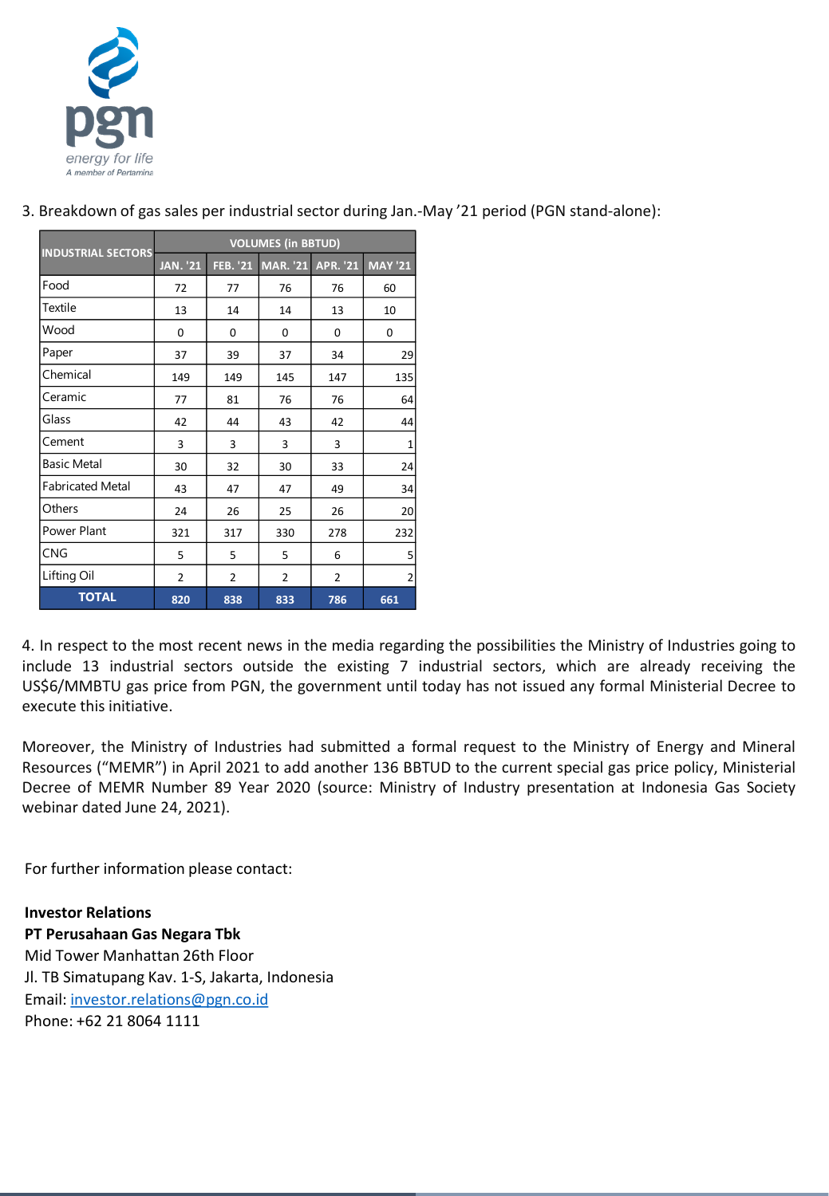3. Breakdown of gas sales per industrial sector during Jan.-May '21 period (PGN stand-alone):

| INDUSTRIAL SECTORS | VOLUMES (in BBTUD) | | | | |
|---|---|---|---|---|---|
| | JAN. '21 | FEB. '21 | MAR. '21 | APR. '21 | MAY '21 |
| Food | 72 | 77 | 76 | 76 | 60 |
| Textile | 13 | 14 | 14 | 13 | 10 |
| Wood | 0 | 0 | 0 | 0 | 0 |
| Paper | 37 | 39 | 37 | 34 | 29 |
| Chemical | 149 | 149 | 145 | 147 | 135 |
| Ceramic | 77 | 81 | 76 | 76 | 64 |
| Glass | 42 | 44 | 43 | 42 | 44 |
| Cement | 3 | 3 | 3 | 3 | 1 |
| Basic Metal | 30 | 32 | 30 | 33 | 24 |
| Fabricated Metal | 43 | 47 | 47 | 49 | 34 |
| Others | 24 | 26 | 25 | 26 | 20 |
| Power Plant | 321 | 317 | 330 | 278 | 232 |
| CNG | 5 | 5 | 5 | 6 | 5 |
| Lifting Oil | 2 | 2 | 2 | 2 | 2 |
| **TOTAL** | **820** | **838** | **833** | **786** | **661** |

4. In respect to the most recent news in the media regarding the possibilities the Ministry of Industries going to include 13 industrial sectors outside the existing 7 industrial sectors, which are already receiving the US$6/MMBTU gas price from PGN, the government until today has not issued any formal Ministerial Decree to execute this initiative.

Moreover, the Ministry of Industries had submitted a formal request to the Ministry of Energy and Mineral Resources ("MEMR") in April 2021 to add another 136 BBTUD to the current special gas price policy, Ministerial Decree of MEMR Number 89 Year 2020 (source: Ministry of Industry presentation at Indonesia Gas Society webinar dated June 24, 2021).

For further information please contact:

**Investor Relations**
**PT Perusahaan Gas Negara Tbk**
Mid Tower Manhattan 26th Floor
Jl. TB Simatupang Kav. 1-S, Jakarta, Indonesia
Email: investor.relations@pgn.co.id
Phone: +62 21 8064 1111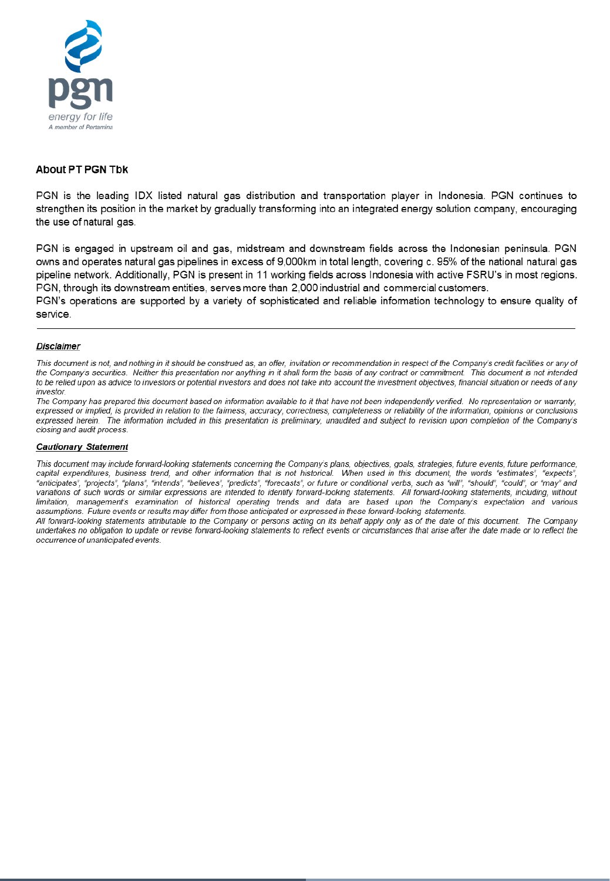pgn

energy for life

A member of Pertamina

## About PT PGN Tbk

PGN is the leading IDX listed natural gas distribution and transportation player in Indonesia. PGN continues to strengthen its position in the market by gradually transforming into an integrated energy solution company, encouraging the use of natural gas.

PGN is engaged in upstream oil and gas, midstream and downstream fields across the Indonesian peninsula. PGN owns and operates natural gas pipelines in excess of 9,000km in total length, covering c. 95% of the national natural gas pipeline network. Additionally, PGN is present in 11 working fields across Indonesia with active FSRU's in most regions. PGN, through its downstream entities, serves more than 2,000 industrial and commercial customers.

PGN's operations are supported by a variety of sophisticated and reliable information technology to ensure quality of service.

---

***Disclaimer***

*This document is not, and nothing in it should be construed as, an offer, invitation or recommendation in respect of the Company's credit facilities or any of the Company's securities. Neither this presentation nor anything in it shall form the basis of any contract or commitment. This document is not intended to be relied upon as advice to investors or potential investors and does not take into account the investment objectives, financial situation or needs of any investor.*

*The Company has prepared this document based on information available to it that have not been independently verified. No representation or warranty, expressed or implied, is provided in relation to the fairness, accuracy, correctness, completeness or reliability of the information, opinions or conclusions expressed herein. The information included in this presentation is preliminary, unaudited and subject to revision upon completion of the Company's closing and audit process.*

***Cautionary Statement***

*This document may include forward-looking statements concerning the Company's plans, objectives, goals, strategies, future events, future performance, capital expenditures, business trend, and other information that is not historical. When used in this document, the words "estimates", "expects", "anticipates", "projects", "plans", "intends", "believes", "predicts", "forecasts", or future or conditional verbs, such as "will", "should", "could", or "may" and variations of such words or similar expressions are intended to identify forward-looking statements. All forward-looking statements, including, without limitation, management's examination of historical operating trends and data are based upon the Company's expectation and various assumptions. Future events or results may differ from those anticipated or expressed in these forward-looking statements.*

*All forward-looking statements attributable to the Company or persons acting on its behalf apply only as of the date of this document. The Company undertakes no obligation to update or revise forward-looking statements to reflect events or circumstances that arise after the date made or to reflect the occurrence of unanticipated events.*